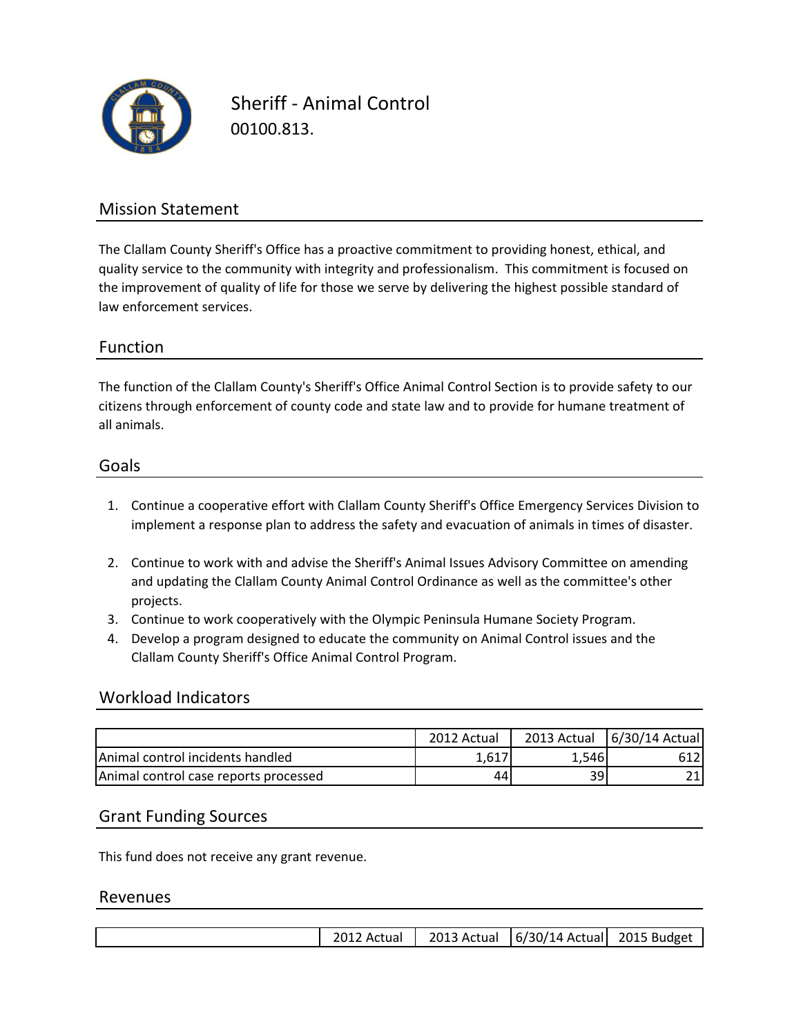# Sheriff - Animal Control

00100.813.

## Mission Statement

The Clallam County Sheriff's Office has a proactive commitment to providing honest, ethical, and quality service to the community with integrity and professionalism. This commitment is focused on the improvement of quality of life for those we serve by delivering the highest possible standard of law enforcement services.

## Function

The function of the Clallam County's Sheriff's Office Animal Control Section is to provide safety to our citizens through enforcement of county code and state law and to provide for humane treatment of all animals.

## Goals

1. Continue a cooperative effort with Clallam County Sheriff's Office Emergency Services Division to implement a response plan to address the safety and evacuation of animals in times of disaster.
2. Continue to work with and advise the Sheriff's Animal Issues Advisory Committee on amending and updating the Clallam County Animal Control Ordinance as well as the committee's other projects.
3. Continue to work cooperatively with the Olympic Peninsula Humane Society Program.
4. Develop a program designed to educate the community on Animal Control issues and the Clallam County Sheriff's Office Animal Control Program.

## Workload Indicators

| | 2012 Actual | 2013 Actual | 6/30/14 Actual |
|---|---|---|---|
| Animal control incidents handled | 1,617 | 1,546 | 612 |
| Animal control case reports processed | 44 | 39 | 21 |

## Grant Funding Sources

This fund does not receive any grant revenue.

## Revenues

| | 2012 Actual | 2013 Actual | 6/30/14 Actual | 2015 Budget |
|---|---|---|---|---|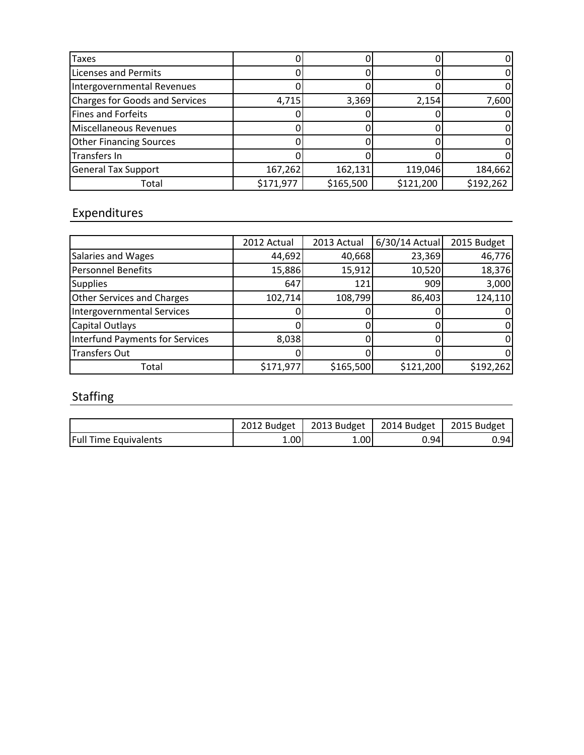| | | | | |
|---|---|---|---|---|
| Taxes | 0 | 0 | 0 | 0 |
| Licenses and Permits | 0 | 0 | 0 | 0 |
| Intergovernmental Revenues | 0 | 0 | 0 | 0 |
| Charges for Goods and Services | 4,715 | 3,369 | 2,154 | 7,600 |
| Fines and Forfeits | 0 | 0 | 0 | 0 |
| Miscellaneous Revenues | 0 | 0 | 0 | 0 |
| Other Financing Sources | 0 | 0 | 0 | 0 |
| Transfers In | 0 | 0 | 0 | 0 |
| General Tax Support | 167,262 | 162,131 | 119,046 | 184,662 |
| Total | $171,977 | $165,500 | $121,200 | $192,262 |

## Expenditures

| | 2012 Actual | 2013 Actual | 6/30/14 Actual | 2015 Budget |
|---|---|---|---|---|
| Salaries and Wages | 44,692 | 40,668 | 23,369 | 46,776 |
| Personnel Benefits | 15,886 | 15,912 | 10,520 | 18,376 |
| Supplies | 647 | 121 | 909 | 3,000 |
| Other Services and Charges | 102,714 | 108,799 | 86,403 | 124,110 |
| Intergovernmental Services | 0 | 0 | 0 | 0 |
| Capital Outlays | 0 | 0 | 0 | 0 |
| Interfund Payments for Services | 8,038 | 0 | 0 | 0 |
| Transfers Out | 0 | 0 | 0 | 0 |
| Total | $171,977 | $165,500 | $121,200 | $192,262 |

## Staffing

| | 2012 Budget | 2013 Budget | 2014 Budget | 2015 Budget |
|---|---|---|---|---|
| Full Time Equivalents | 1.00 | 1.00 | 0.94 | 0.94 |